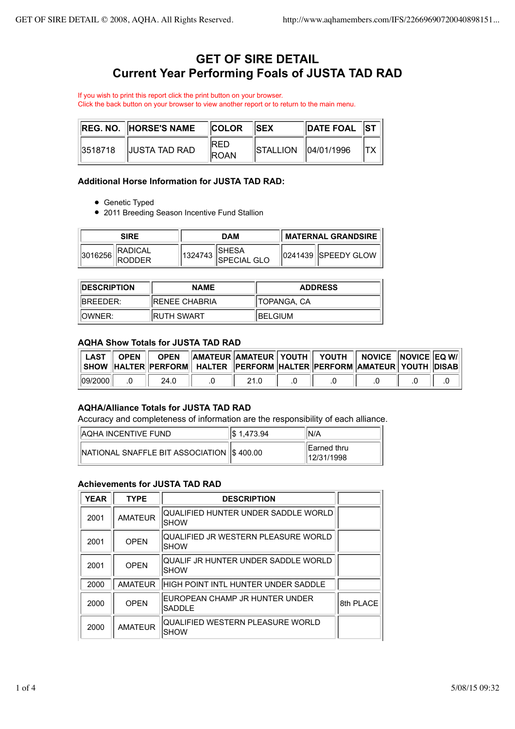# GET OF SIRE DETAIL
## Current Year Performing Foals of JUSTA TAD RAD

If you wish to print this report click the print button on your browser.
Click the back button on your browser to view another report or to return to the main menu.

| REG. NO. | HORSE'S NAME | COLOR | SEX | DATE FOAL | ST |
|---|---|---|---|---|---|
| 3518718 | JUSTA TAD RAD | RED ROAN | STALLION | 04/01/1996 | TX |

### Additional Horse Information for JUSTA TAD RAD:

- Genetic Typed
- 2011 Breeding Season Incentive Fund Stallion

| SIRE | | DAM | | MATERNAL GRANDSIRE | |
|---|---|---|---|---|---|
| 3016256 | RADICAL RODDER | 1324743 | SHESA SPECIAL GLO | 0241439 | SPEEDY GLOW |

| DESCRIPTION | NAME | ADDRESS |
|---|---|---|
| BREEDER: | RENEE CHABRIA | TOPANGA, CA |
| OWNER: | RUTH SWART | BELGIUM |

### AQHA Show Totals for JUSTA TAD RAD

| LAST SHOW | OPEN HALTER | OPEN PERFORM | AMATEUR HALTER | AMATEUR PERFORM | YOUTH HALTER | YOUTH PERFORM | NOVICE AMATEUR | NOVICE YOUTH | EQ W/ DISAB |
|---|---|---|---|---|---|---|---|---|---|
| 09/2000 | .0 | 24.0 | .0 | 21.0 | .0 | .0 | .0 | .0 | .0 |

### AQHA/Alliance Totals for JUSTA TAD RAD

Accuracy and completeness of information are the responsibility of each alliance.

| | | |
|---|---|---|
| AQHA INCENTIVE FUND | $ 1,473.94 | N/A |
| NATIONAL SNAFFLE BIT ASSOCIATION | $ 400.00 | Earned thru 12/31/1998 |

### Achievements for JUSTA TAD RAD

| YEAR | TYPE | DESCRIPTION | |
|---|---|---|---|
| 2001 | AMATEUR | QUALIFIED HUNTER UNDER SADDLE WORLD SHOW | |
| 2001 | OPEN | QUALIFIED JR WESTERN PLEASURE WORLD SHOW | |
| 2001 | OPEN | QUALIF JR HUNTER UNDER SADDLE WORLD SHOW | |
| 2000 | AMATEUR | HIGH POINT INTL HUNTER UNDER SADDLE | |
| 2000 | OPEN | EUROPEAN CHAMP JR HUNTER UNDER SADDLE | 8th PLACE |
| 2000 | AMATEUR | QUALIFIED WESTERN PLEASURE WORLD SHOW | |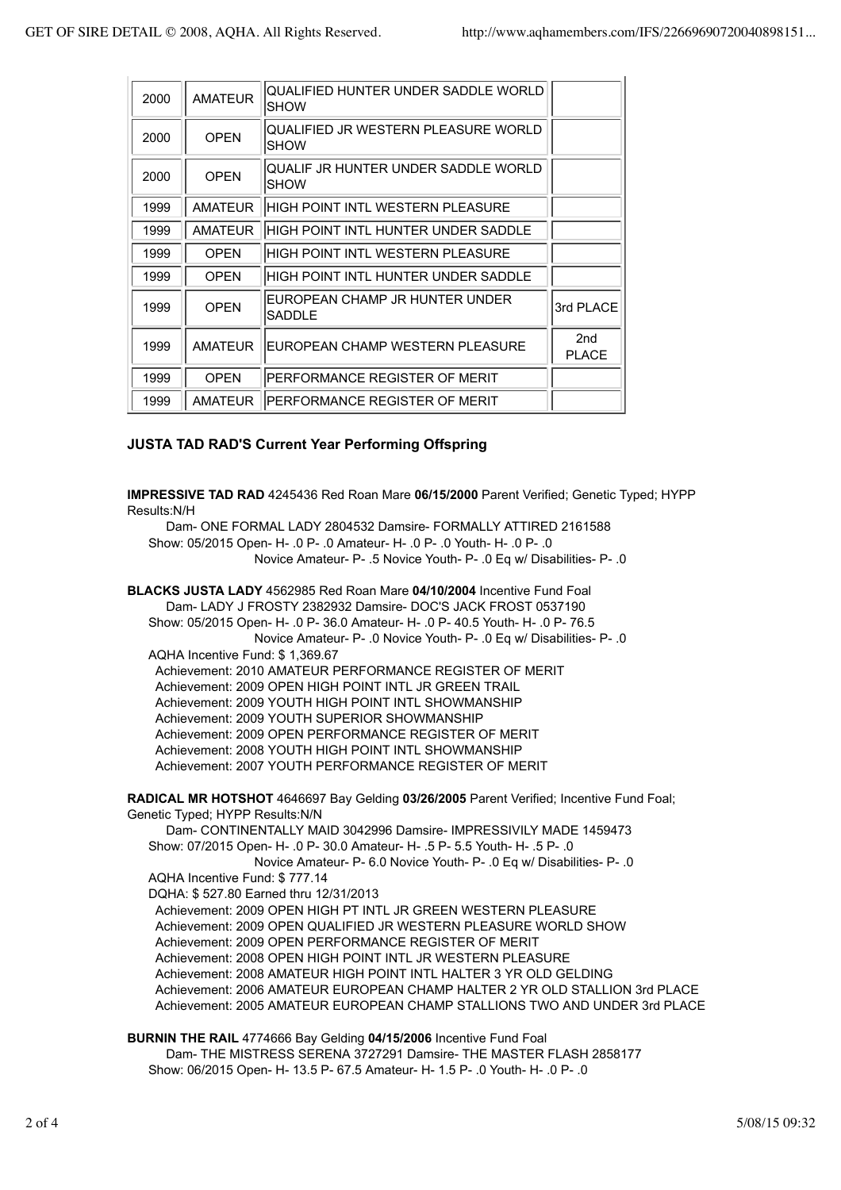| | | | |
|---|---|---|---|
| 2000 | AMATEUR | QUALIFIED HUNTER UNDER SADDLE WORLD SHOW | |
| 2000 | OPEN | QUALIFIED JR WESTERN PLEASURE WORLD SHOW | |
| 2000 | OPEN | QUALIF JR HUNTER UNDER SADDLE WORLD SHOW | |
| 1999 | AMATEUR | HIGH POINT INTL WESTERN PLEASURE | |
| 1999 | AMATEUR | HIGH POINT INTL HUNTER UNDER SADDLE | |
| 1999 | OPEN | HIGH POINT INTL WESTERN PLEASURE | |
| 1999 | OPEN | HIGH POINT INTL HUNTER UNDER SADDLE | |
| 1999 | OPEN | EUROPEAN CHAMP JR HUNTER UNDER SADDLE | 3rd PLACE |
| 1999 | AMATEUR | EUROPEAN CHAMP WESTERN PLEASURE | 2nd PLACE |
| 1999 | OPEN | PERFORMANCE REGISTER OF MERIT | |
| 1999 | AMATEUR | PERFORMANCE REGISTER OF MERIT | |

### JUSTA TAD RAD'S Current Year Performing Offspring

**IMPRESSIVE TAD RAD** 4245436 Red Roan Mare **06/15/2000** Parent Verified; Genetic Typed; HYPP Results:N/H

Dam- ONE FORMAL LADY 2804532 Damsire- FORMALLY ATTIRED 2161588
Show: 05/2015 Open- H- .0 P- .0 Amateur- H- .0 P- .0 Youth- H- .0 P- .0
Novice Amateur- P- .5 Novice Youth- P- .0 Eq w/ Disabilities- P- .0

**BLACKS JUSTA LADY** 4562985 Red Roan Mare **04/10/2004** Incentive Fund Foal

Dam- LADY J FROSTY 2382932 Damsire- DOC'S JACK FROST 0537190
Show: 05/2015 Open- H- .0 P- 36.0 Amateur- H- .0 P- 40.5 Youth- H- .0 P- 76.5
Novice Amateur- P- .0 Novice Youth- P- .0 Eq w/ Disabilities- P- .0
AQHA Incentive Fund: $ 1,369.67
Achievement: 2010 AMATEUR PERFORMANCE REGISTER OF MERIT
Achievement: 2009 OPEN HIGH POINT INTL JR GREEN TRAIL
Achievement: 2009 YOUTH HIGH POINT INTL SHOWMANSHIP
Achievement: 2009 YOUTH SUPERIOR SHOWMANSHIP
Achievement: 2009 OPEN PERFORMANCE REGISTER OF MERIT
Achievement: 2008 YOUTH HIGH POINT INTL SHOWMANSHIP
Achievement: 2007 YOUTH PERFORMANCE REGISTER OF MERIT

**RADICAL MR HOTSHOT** 4646697 Bay Gelding **03/26/2005** Parent Verified; Incentive Fund Foal; Genetic Typed; HYPP Results:N/N

Dam- CONTINENTALLY MAID 3042996 Damsire- IMPRESSIVILY MADE 1459473
Show: 07/2015 Open- H- .0 P- 30.0 Amateur- H- .5 P- 5.5 Youth- H- .5 P- .0
Novice Amateur- P- 6.0 Novice Youth- P- .0 Eq w/ Disabilities- P- .0
AQHA Incentive Fund: $ 777.14
DQHA: $ 527.80 Earned thru 12/31/2013
Achievement: 2009 OPEN HIGH PT INTL JR GREEN WESTERN PLEASURE
Achievement: 2009 OPEN QUALIFIED JR WESTERN PLEASURE WORLD SHOW
Achievement: 2009 OPEN PERFORMANCE REGISTER OF MERIT
Achievement: 2008 OPEN HIGH POINT INTL JR WESTERN PLEASURE
Achievement: 2008 AMATEUR HIGH POINT INTL HALTER 3 YR OLD GELDING
Achievement: 2006 AMATEUR EUROPEAN CHAMP HALTER 2 YR OLD STALLION 3rd PLACE
Achievement: 2005 AMATEUR EUROPEAN CHAMP STALLIONS TWO AND UNDER 3rd PLACE

**BURNIN THE RAIL** 4774666 Bay Gelding **04/15/2006** Incentive Fund Foal

Dam- THE MISTRESS SERENA 3727291 Damsire- THE MASTER FLASH 2858177
Show: 06/2015 Open- H- 13.5 P- 67.5 Amateur- H- 1.5 P- .0 Youth- H- .0 P- .0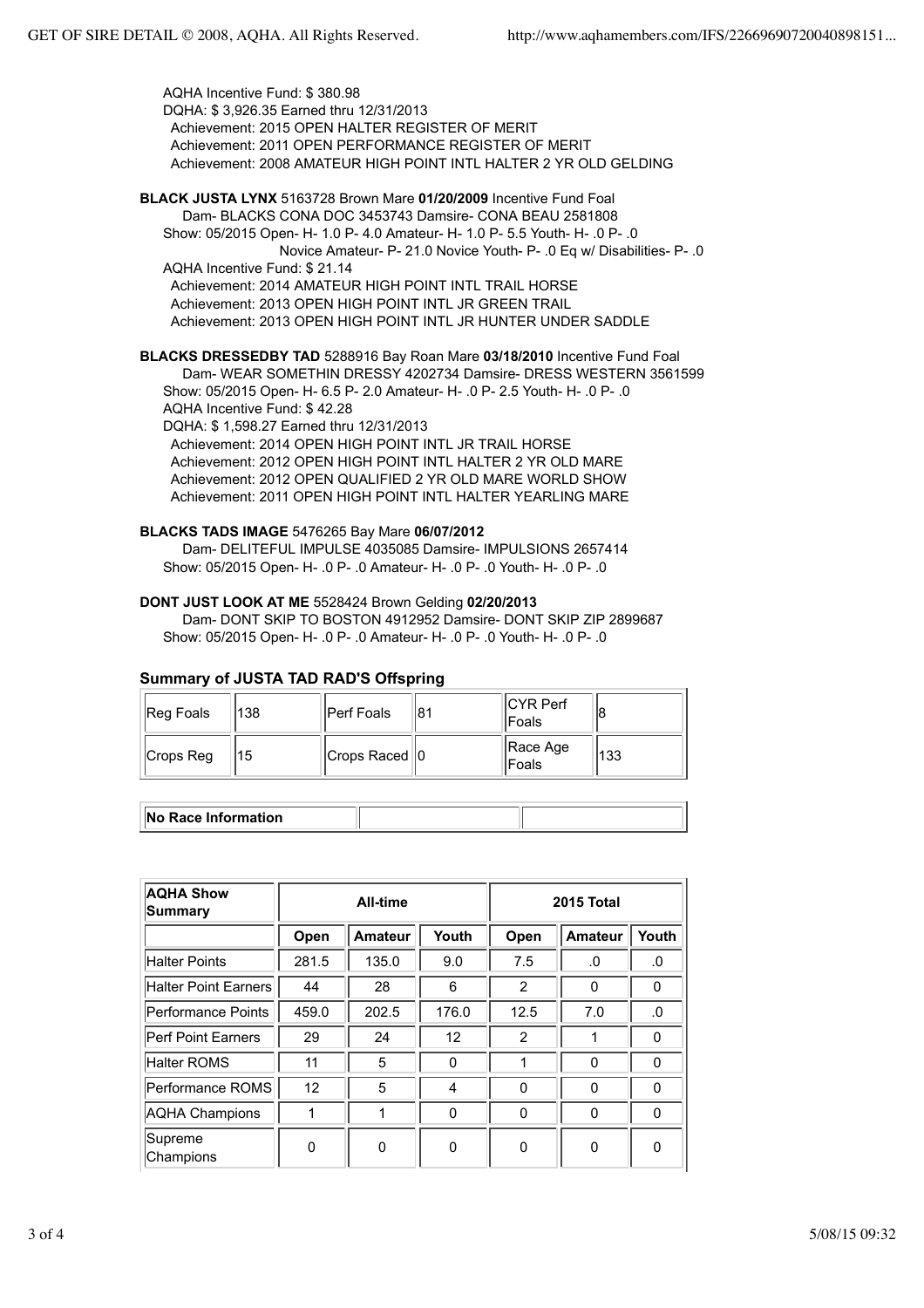AQHA Incentive Fund: $ 380.98
DQHA: $ 3,926.35 Earned thru 12/31/2013
Achievement: 2015 OPEN HALTER REGISTER OF MERIT
Achievement: 2011 OPEN PERFORMANCE REGISTER OF MERIT
Achievement: 2008 AMATEUR HIGH POINT INTL HALTER 2 YR OLD GELDING

**BLACK JUSTA LYNX** 5163728 Brown Mare **01/20/2009** Incentive Fund Foal
Dam- BLACKS CONA DOC 3453743 Damsire- CONA BEAU 2581808
Show: 05/2015 Open- H- 1.0 P- 4.0 Amateur- H- 1.0 P- 5.5 Youth- H- .0 P- .0
Novice Amateur- P- 21.0 Novice Youth- P- .0 Eq w/ Disabilities- P- .0
AQHA Incentive Fund: $ 21.14
Achievement: 2014 AMATEUR HIGH POINT INTL TRAIL HORSE
Achievement: 2013 OPEN HIGH POINT INTL JR GREEN TRAIL
Achievement: 2013 OPEN HIGH POINT INTL JR HUNTER UNDER SADDLE

**BLACKS DRESSEDBY TAD** 5288916 Bay Roan Mare **03/18/2010** Incentive Fund Foal
Dam- WEAR SOMETHIN DRESSY 4202734 Damsire- DRESS WESTERN 3561599
Show: 05/2015 Open- H- 6.5 P- 2.0 Amateur- H- .0 P- 2.5 Youth- H- .0 P- .0
AQHA Incentive Fund: $ 42.28
DQHA: $ 1,598.27 Earned thru 12/31/2013
Achievement: 2014 OPEN HIGH POINT INTL JR TRAIL HORSE
Achievement: 2012 OPEN HIGH POINT INTL HALTER 2 YR OLD MARE
Achievement: 2012 OPEN QUALIFIED 2 YR OLD MARE WORLD SHOW
Achievement: 2011 OPEN HIGH POINT INTL HALTER YEARLING MARE

**BLACKS TADS IMAGE** 5476265 Bay Mare **06/07/2012**
Dam- DELITEFUL IMPULSE 4035085 Damsire- IMPULSIONS 2657414
Show: 05/2015 Open- H- .0 P- .0 Amateur- H- .0 P- .0 Youth- H- .0 P- .0

**DONT JUST LOOK AT ME** 5528424 Brown Gelding **02/20/2013**
Dam- DONT SKIP TO BOSTON 4912952 Damsire- DONT SKIP ZIP 2899687
Show: 05/2015 Open- H- .0 P- .0 Amateur- H- .0 P- .0 Youth- H- .0 P- .0

### Summary of JUSTA TAD RAD'S Offspring

| | | | | | |
|---|---|---|---|---|---|
| Reg Foals | 138 | Perf Foals | 81 | CYR Perf Foals | 8 |
| Crops Reg | 15 | Crops Raced | 0 | Race Age Foals | 133 |

| | | |
|---|---|---|
| **No Race Information** | | |

| **AQHA Show Summary** | All-time | | | 2015 Total | | |
|---|---|---|---|---|---|---|
| | Open | Amateur | Youth | Open | Amateur | Youth |
| Halter Points | 281.5 | 135.0 | 9.0 | 7.5 | .0 | .0 |
| Halter Point Earners | 44 | 28 | 6 | 2 | 0 | 0 |
| Performance Points | 459.0 | 202.5 | 176.0 | 12.5 | 7.0 | .0 |
| Perf Point Earners | 29 | 24 | 12 | 2 | 1 | 0 |
| Halter ROMS | 11 | 5 | 0 | 1 | 0 | 0 |
| Performance ROMS | 12 | 5 | 4 | 0 | 0 | 0 |
| AQHA Champions | 1 | 1 | 0 | 0 | 0 | 0 |
| Supreme Champions | 0 | 0 | 0 | 0 | 0 | 0 |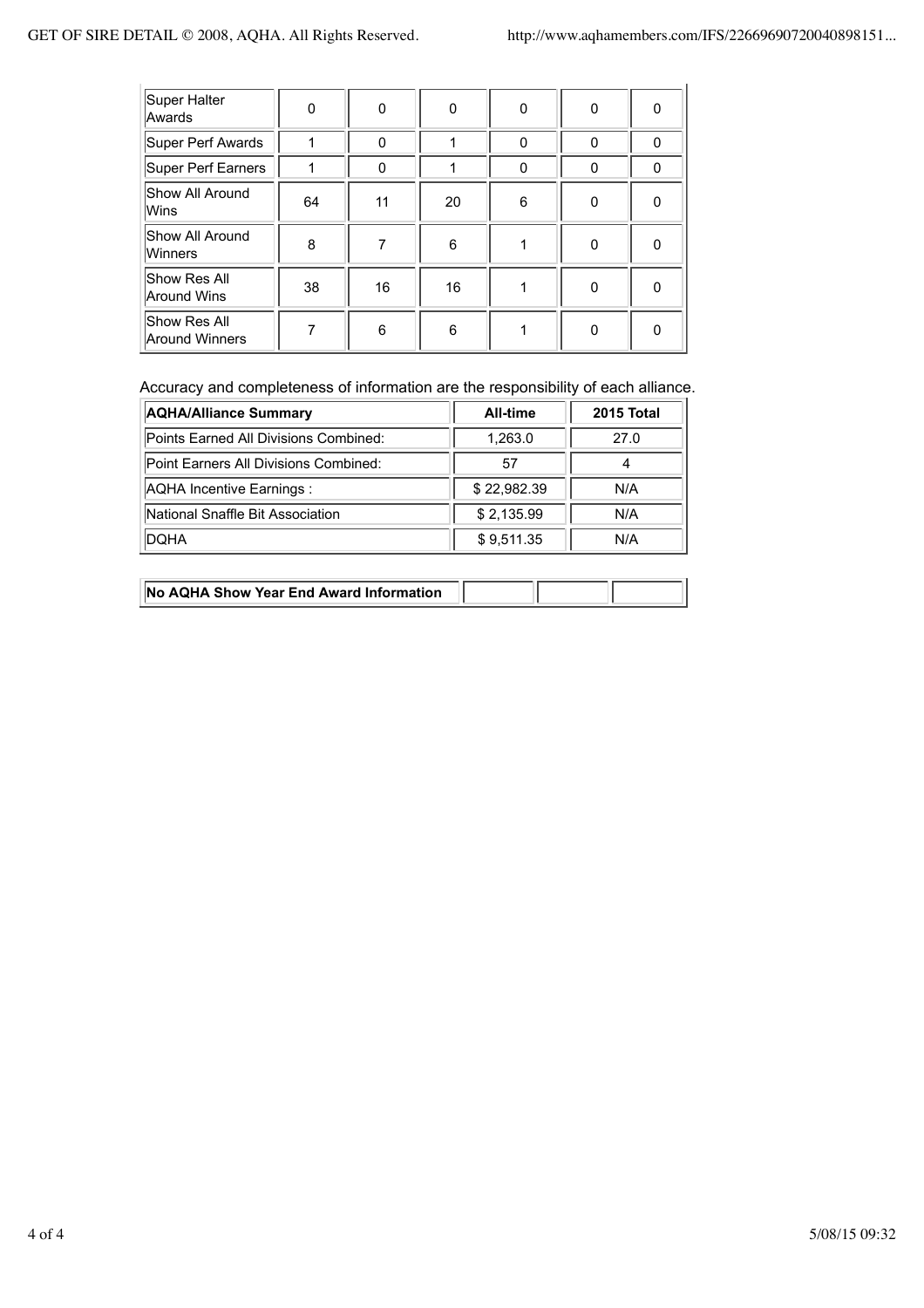| | | | | | | |
|---|---|---|---|---|---|---|
| Super Halter Awards | 0 | 0 | 0 | 0 | 0 | 0 |
| Super Perf Awards | 1 | 0 | 1 | 0 | 0 | 0 |
| Super Perf Earners | 1 | 0 | 1 | 0 | 0 | 0 |
| Show All Around Wins | 64 | 11 | 20 | 6 | 0 | 0 |
| Show All Around Winners | 8 | 7 | 6 | 1 | 0 | 0 |
| Show Res All Around Wins | 38 | 16 | 16 | 1 | 0 | 0 |
| Show Res All Around Winners | 7 | 6 | 6 | 1 | 0 | 0 |

Accuracy and completeness of information are the responsibility of each alliance.

| AQHA/Alliance Summary | All-time | 2015 Total |
|---|---|---|
| Points Earned All Divisions Combined: | 1,263.0 | 27.0 |
| Point Earners All Divisions Combined: | 57 | 4 |
| AQHA Incentive Earnings : | $ 22,982.39 | N/A |
| National Snaffle Bit Association | $ 2,135.99 | N/A |
| DQHA | $ 9,511.35 | N/A |

| No AQHA Show Year End Award Information | | | |
|---|---|---|---|